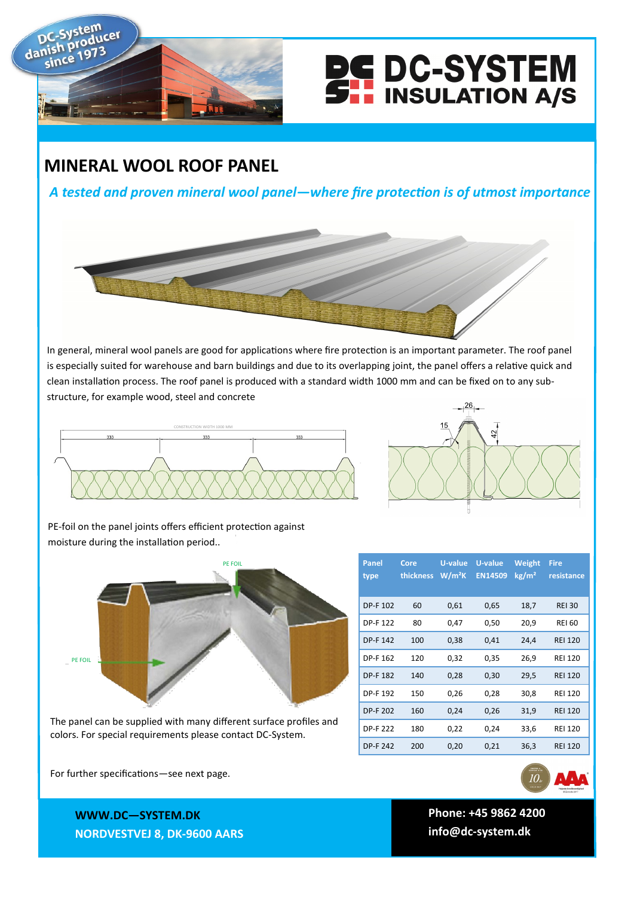DC-System danish producer since 1973

# DC-SYSTEM INSULATION A/S

## MINERAL WOOL ROOF PANEL

*A tested and proven mineral wool panel—where fire protection is of utmost importance*

In general, mineral wool panels are good for applications where fire protection is an important parameter. The roof panel is especially suited for warehouse and barn buildings and due to its overlapping joint, the panel offers a relative quick and clean installation process. The roof panel is produced with a standard width 1000 mm and can be fixed on to any sub-structure, for example wood, steel and concrete

CONSTRUCTION WIDTH 1000 MM

333 333 333

26 15 42

PE-foil on the panel joints offers efficient protection against moisture during the installation period..

PE FOIL

PE FOIL

The panel can be supplied with many different surface profiles and colors. For special requirements please contact DC-System.

| Panel type | Core thickness | U-value W/m²K | U-value EN14509 | Weight kg/m² | Fire resistance |
|---|---|---|---|---|---|
| DP-F 102 | 60 | 0,61 | 0,65 | 18,7 | REI 30 |
| DP-F 122 | 80 | 0,47 | 0,50 | 20,9 | REI 60 |
| DP-F 142 | 100 | 0,38 | 0,41 | 24,4 | REI 120 |
| DP-F 162 | 120 | 0,32 | 0,35 | 26,9 | REI 120 |
| DP-F 182 | 140 | 0,28 | 0,30 | 29,5 | REI 120 |
| DP-F 192 | 150 | 0,26 | 0,28 | 30,8 | REI 120 |
| DP-F 202 | 160 | 0,24 | 0,26 | 31,9 | REI 120 |
| DP-F 222 | 180 | 0,22 | 0,24 | 33,6 | REI 120 |
| DP-F 242 | 200 | 0,20 | 0,21 | 36,3 | REI 120 |

For further specifications—see next page.

**WWW.DC—SYSTEM.DK**
**NORDVESTVEJ 8, DK-9600 AARS**

**Phone: +45 9862 4200**
**info@dc-system.dk**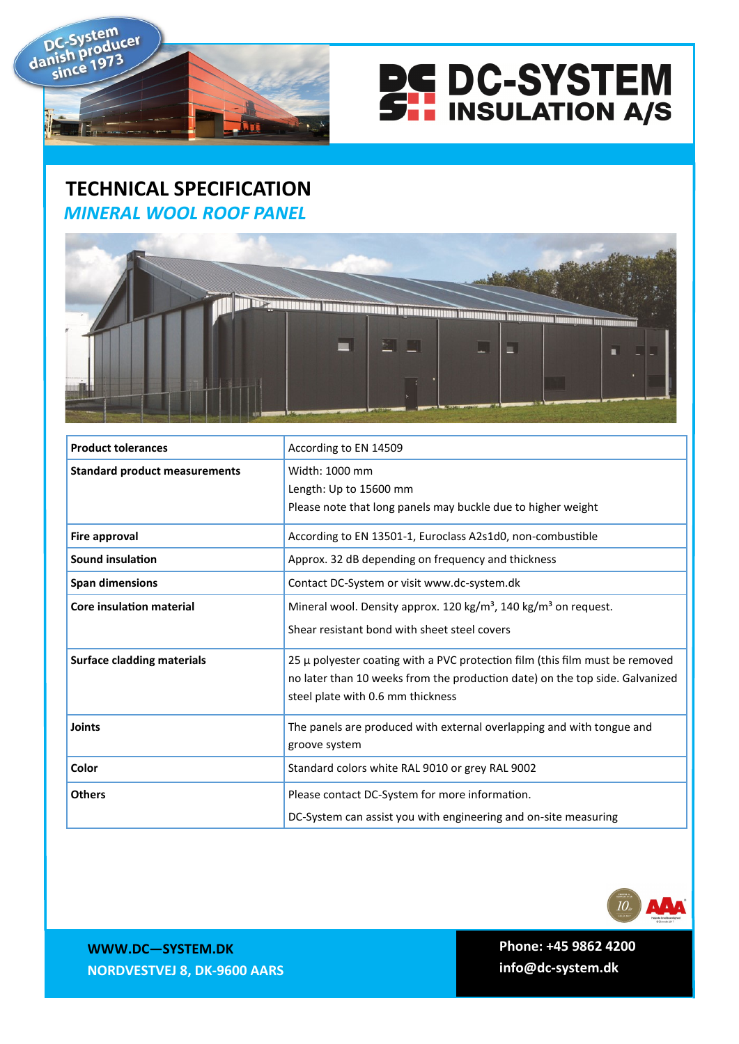DC-System danish producer since 1973

DC-SYSTEM INSULATION A/S

# TECHNICAL SPECIFICATION

## *MINERAL WOOL ROOF PANEL*

| | |
|---|---|
| **Product tolerances** | According to EN 14509 |
| **Standard product measurements** | Width: 1000 mm<br>Length: Up to 15600 mm<br>Please note that long panels may buckle due to higher weight |
| **Fire approval** | According to EN 13501-1, Euroclass A2s1d0, non-combustible |
| **Sound insulation** | Approx. 32 dB depending on frequency and thickness |
| **Span dimensions** | Contact DC-System or visit www.dc-system.dk |
| **Core insulation material** | Mineral wool. Density approx. 120 kg/m³, 140 kg/m³ on request.<br>Shear resistant bond with sheet steel covers |
| **Surface cladding materials** | 25 µ polyester coating with a PVC protection film (this film must be removed no later than 10 weeks from the production date) on the top side. Galvanized steel plate with 0.6 mm thickness |
| **Joints** | The panels are produced with external overlapping and with tongue and groove system |
| **Color** | Standard colors white RAL 9010 or grey RAL 9002 |
| **Others** | Please contact DC-System for more information.<br>DC-System can assist you with engineering and on-site measuring |

**WWW.DC—SYSTEM.DK**
**NORDVESTVEJ 8, DK-9600 AARS**

**Phone: +45 9862 4200**
**info@dc-system.dk**